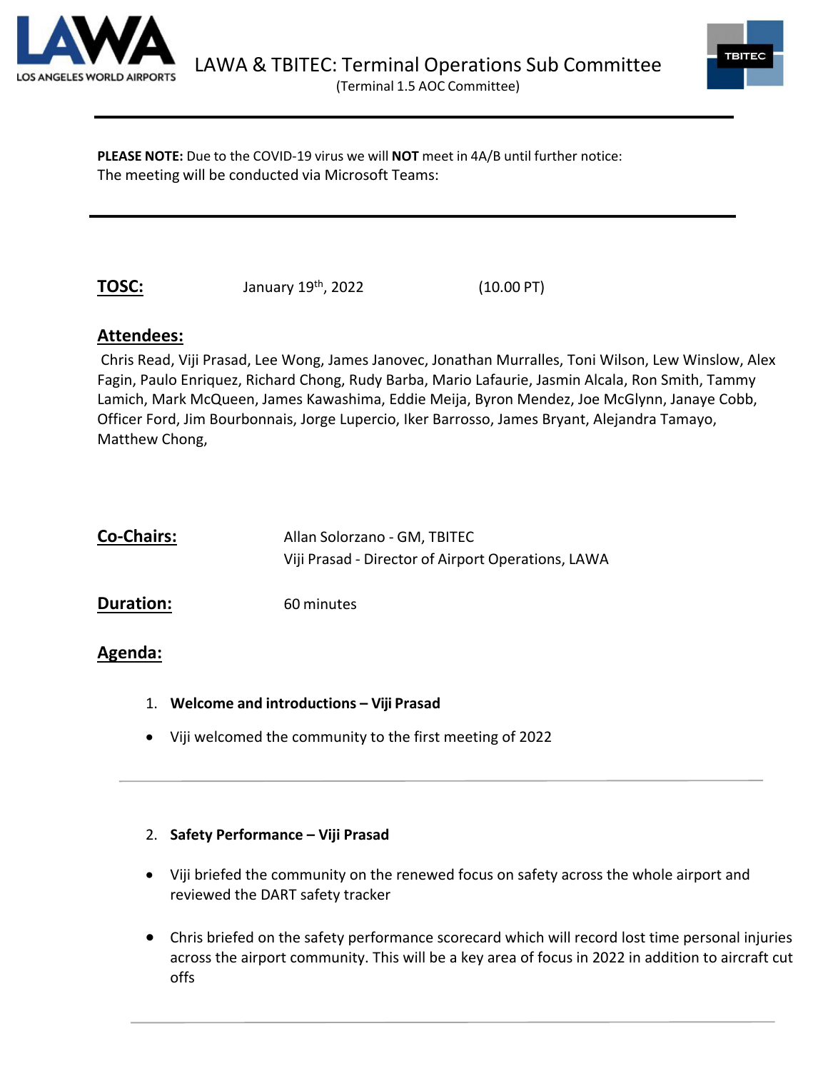# LAWA & TBITEC: Terminal Operations Sub Committee

(Terminal 1.5 AOC Committee)

---

**PLEASE NOTE:** Due to the COVID-19 virus we will **NOT** meet in 4A/B until further notice:
The meeting will be conducted via Microsoft Teams:

---

**TOSC:** January 19th, 2022 (10.00 PT)

## Attendees:

Chris Read, Viji Prasad, Lee Wong, James Janovec, Jonathan Murralles, Toni Wilson, Lew Winslow, Alex Fagin, Paulo Enriquez, Richard Chong, Rudy Barba, Mario Lafaurie, Jasmin Alcala, Ron Smith, Tammy Lamich, Mark McQueen, James Kawashima, Eddie Meija, Byron Mendez, Joe McGlynn, Janaye Cobb, Officer Ford, Jim Bourbonnais, Jorge Lupercio, Iker Barrosso, James Bryant, Alejandra Tamayo, Matthew Chong,

**Co-Chairs:** Allan Solorzano - GM, TBITEC
Viji Prasad - Director of Airport Operations, LAWA

**Duration:** 60 minutes

## Agenda:

1. **Welcome and introductions – Viji Prasad**

- Viji welcomed the community to the first meeting of 2022

---

2. **Safety Performance – Viji Prasad**

- Viji briefed the community on the renewed focus on safety across the whole airport and reviewed the DART safety tracker
- Chris briefed on the safety performance scorecard which will record lost time personal injuries across the airport community. This will be a key area of focus in 2022 in addition to aircraft cut offs

---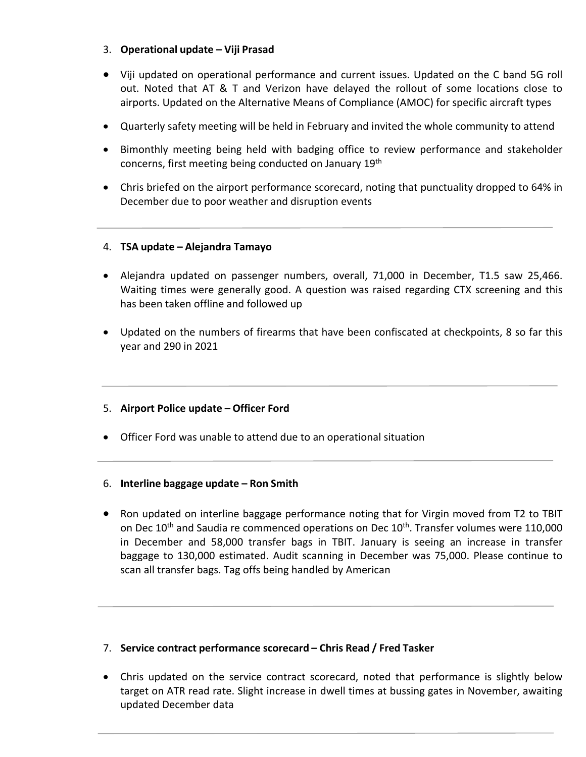3. **Operational update – Viji Prasad**

- Viji updated on operational performance and current issues. Updated on the C band 5G roll out. Noted that AT & T and Verizon have delayed the rollout of some locations close to airports. Updated on the Alternative Means of Compliance (AMOC) for specific aircraft types
- Quarterly safety meeting will be held in February and invited the whole community to attend
- Bimonthly meeting being held with badging office to review performance and stakeholder concerns, first meeting being conducted on January 19th
- Chris briefed on the airport performance scorecard, noting that punctuality dropped to 64% in December due to poor weather and disruption events

---

4. **TSA update – Alejandra Tamayo**

- Alejandra updated on passenger numbers, overall, 71,000 in December, T1.5 saw 25,466. Waiting times were generally good. A question was raised regarding CTX screening and this has been taken offline and followed up
- Updated on the numbers of firearms that have been confiscated at checkpoints, 8 so far this year and 290 in 2021

---

5. **Airport Police update – Officer Ford**

- Officer Ford was unable to attend due to an operational situation

---

6. **Interline baggage update – Ron Smith**

- Ron updated on interline baggage performance noting that for Virgin moved from T2 to TBIT on Dec 10th and Saudia re commenced operations on Dec 10th. Transfer volumes were 110,000 in December and 58,000 transfer bags in TBIT. January is seeing an increase in transfer baggage to 130,000 estimated. Audit scanning in December was 75,000. Please continue to scan all transfer bags. Tag offs being handled by American

---

7. **Service contract performance scorecard – Chris Read / Fred Tasker**

- Chris updated on the service contract scorecard, noted that performance is slightly below target on ATR read rate. Slight increase in dwell times at bussing gates in November, awaiting updated December data

---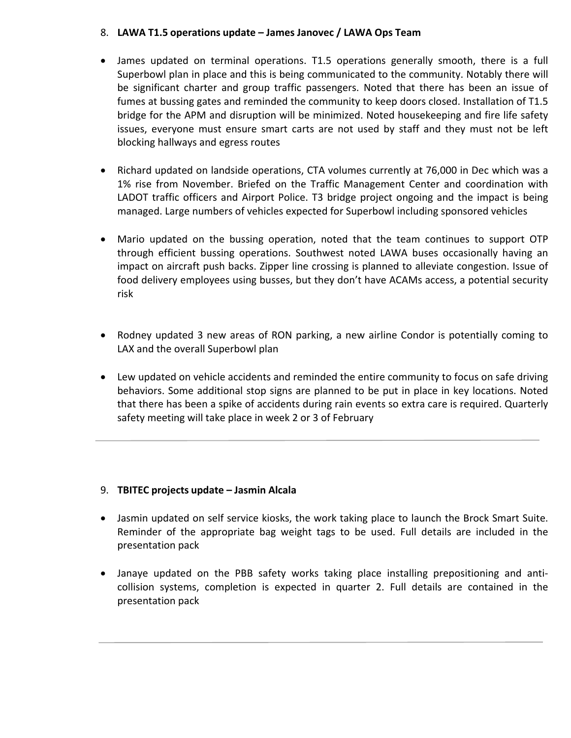8. **LAWA T1.5 operations update – James Janovec / LAWA Ops Team**

- James updated on terminal operations. T1.5 operations generally smooth, there is a full Superbowl plan in place and this is being communicated to the community. Notably there will be significant charter and group traffic passengers. Noted that there has been an issue of fumes at bussing gates and reminded the community to keep doors closed. Installation of T1.5 bridge for the APM and disruption will be minimized. Noted housekeeping and fire life safety issues, everyone must ensure smart carts are not used by staff and they must not be left blocking hallways and egress routes

- Richard updated on landside operations, CTA volumes currently at 76,000 in Dec which was a 1% rise from November. Briefed on the Traffic Management Center and coordination with LADOT traffic officers and Airport Police. T3 bridge project ongoing and the impact is being managed. Large numbers of vehicles expected for Superbowl including sponsored vehicles

- Mario updated on the bussing operation, noted that the team continues to support OTP through efficient bussing operations. Southwest noted LAWA buses occasionally having an impact on aircraft push backs. Zipper line crossing is planned to alleviate congestion. Issue of food delivery employees using busses, but they don't have ACAMs access, a potential security risk

- Rodney updated 3 new areas of RON parking, a new airline Condor is potentially coming to LAX and the overall Superbowl plan

- Lew updated on vehicle accidents and reminded the entire community to focus on safe driving behaviors. Some additional stop signs are planned to be put in place in key locations. Noted that there has been a spike of accidents during rain events so extra care is required. Quarterly safety meeting will take place in week 2 or 3 of February

---

9. **TBITEC projects update – Jasmin Alcala**

- Jasmin updated on self service kiosks, the work taking place to launch the Brock Smart Suite. Reminder of the appropriate bag weight tags to be used. Full details are included in the presentation pack

- Janaye updated on the PBB safety works taking place installing prepositioning and anti-collision systems, completion is expected in quarter 2. Full details are contained in the presentation pack

---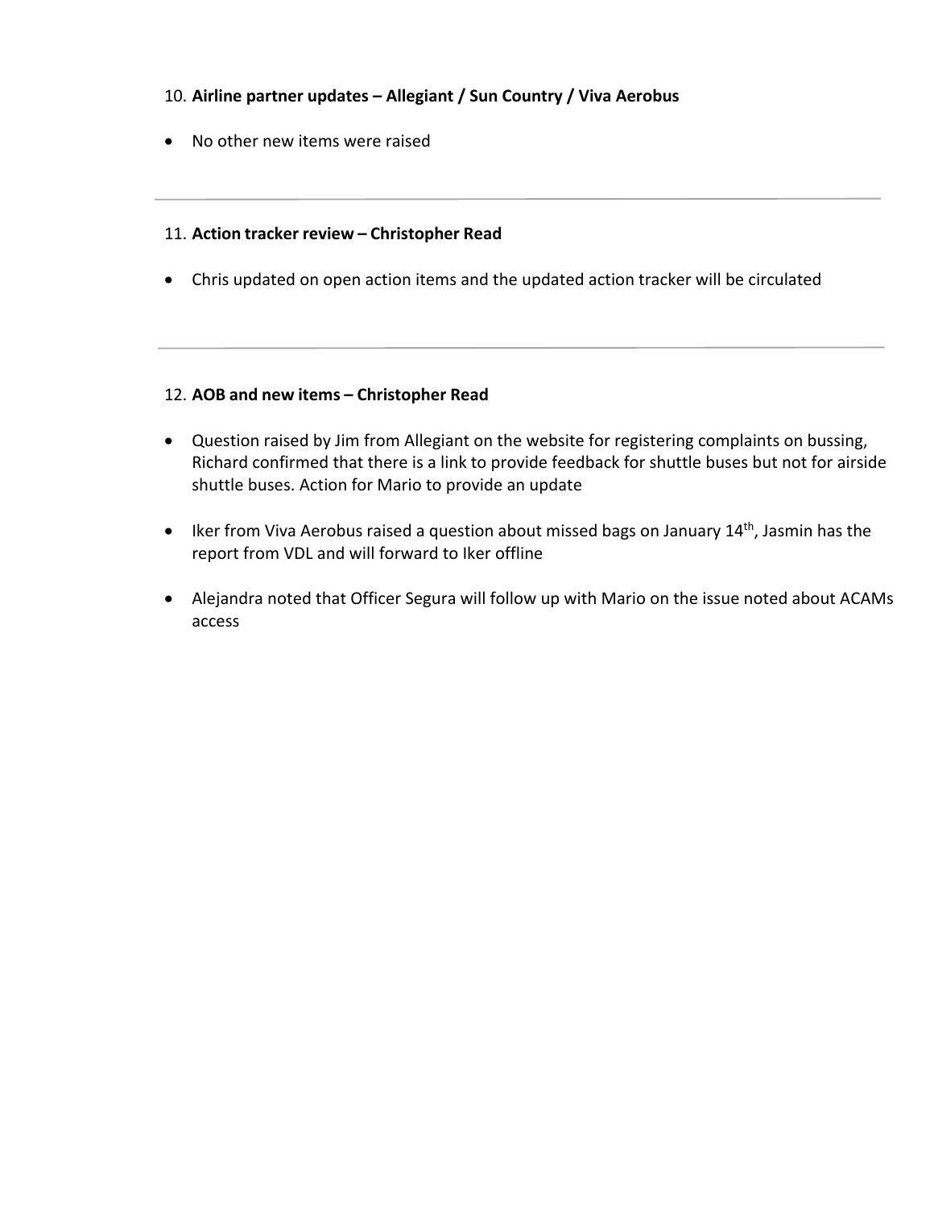10. **Airline partner updates – Allegiant / Sun Country / Viva Aerobus**

- No other new items were raised

---

11. **Action tracker review – Christopher Read**

- Chris updated on open action items and the updated action tracker will be circulated

---

12. **AOB and new items – Christopher Read**

- Question raised by Jim from Allegiant on the website for registering complaints on bussing, Richard confirmed that there is a link to provide feedback for shuttle buses but not for airside shuttle buses. Action for Mario to provide an update

- Iker from Viva Aerobus raised a question about missed bags on January 14th, Jasmin has the report from VDL and will forward to Iker offline

- Alejandra noted that Officer Segura will follow up with Mario on the issue noted about ACAMs access